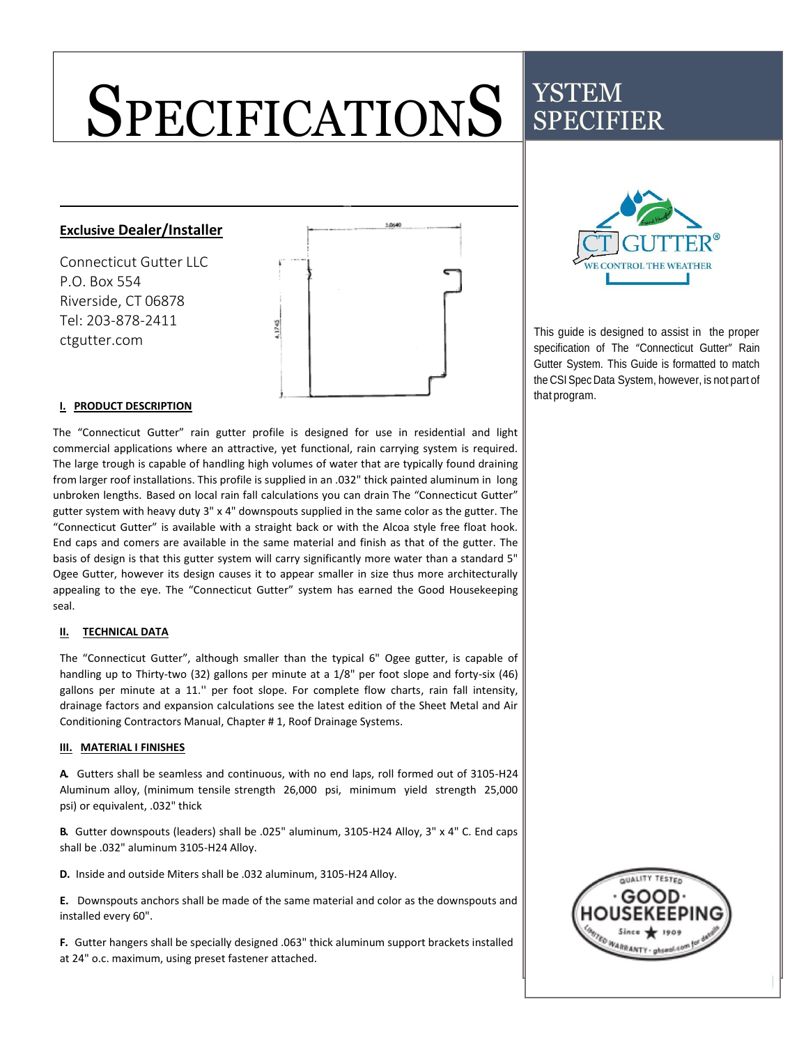# SPECIFICATIONS

## SYSTEM SPECIFIER

This guide is designed to assist in the proper specification of The "Connecticut Gutter" Rain Gutter System. This Guide is formatted to match the CSI Spec Data System, however, is not part of that program.

**Exclusive Dealer/Installer**

Connecticut Gutter LLC
P.O. Box 554
Riverside, CT 06878
Tel: 203-878-2411
ctgutter.com

### I. PRODUCT DESCRIPTION

The "Connecticut Gutter" rain gutter profile is designed for use in residential and light commercial applications where an attractive, yet functional, rain carrying system is required. The large trough is capable of handling high volumes of water that are typically found draining from larger roof installations. This profile is supplied in an .032" thick painted aluminum in long unbroken lengths. Based on local rain fall calculations you can drain The "Connecticut Gutter" gutter system with heavy duty 3" x 4" downspouts supplied in the same color as the gutter. The "Connecticut Gutter" is available with a straight back or with the Alcoa style free float hook. End caps and comers are available in the same material and finish as that of the gutter. The basis of design is that this gutter system will carry significantly more water than a standard 5" Ogee Gutter, however its design causes it to appear smaller in size thus more architecturally appealing to the eye. The "Connecticut Gutter" system has earned the Good Housekeeping seal.

### II. TECHNICAL DATA

The "Connecticut Gutter", although smaller than the typical 6" Ogee gutter, is capable of handling up to Thirty-two (32) gallons per minute at a 1/8" per foot slope and forty-six (46) gallons per minute at a 11.'' per foot slope. For complete flow charts, rain fall intensity, drainage factors and expansion calculations see the latest edition of the Sheet Metal and Air Conditioning Contractors Manual, Chapter # 1, Roof Drainage Systems.

### III. MATERIAL I FINISHES

**A.** Gutters shall be seamless and continuous, with no end laps, roll formed out of 3105-H24 Aluminum alloy, (minimum tensile strength 26,000 psi, minimum yield strength 25,000 psi) or equivalent, .032" thick

**B.** Gutter downspouts (leaders) shall be .025" aluminum, 3105-H24 Alloy, 3" x 4" C. End caps shall be .032" aluminum 3105-H24 Alloy.

**D.** Inside and outside Miters shall be .032 aluminum, 3105-H24 Alloy.

**E.** Downspouts anchors shall be made of the same material and color as the downspouts and installed every 60".

**F.** Gutter hangers shall be specially designed .063" thick aluminum support brackets installed at 24" o.c. maximum, using preset fastener attached.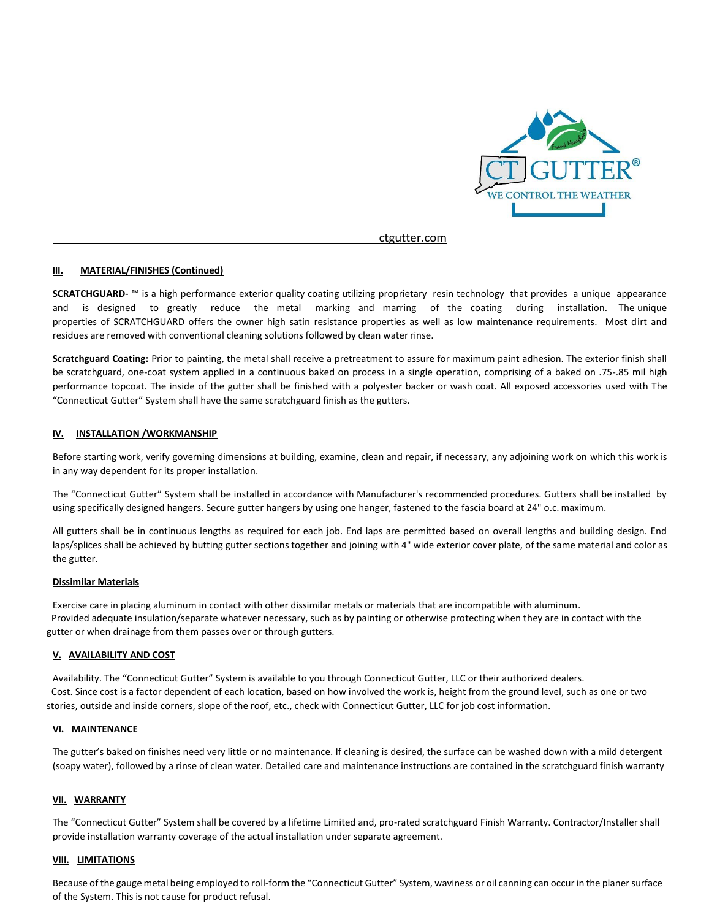ctgutter.com

## III. MATERIAL/FINISHES (Continued)

**SCRATCHGUARD-** ™ is a high performance exterior quality coating utilizing proprietary resin technology that provides a unique appearance and is designed to greatly reduce the metal marking and marring of the coating during installation. The unique properties of SCRATCHGUARD offers the owner high satin resistance properties as well as low maintenance requirements. Most dirt and residues are removed with conventional cleaning solutions followed by clean water rinse.

**Scratchguard Coating:** Prior to painting, the metal shall receive a pretreatment to assure for maximum paint adhesion. The exterior finish shall be scratchguard, one-coat system applied in a continuous baked on process in a single operation, comprising of a baked on .75-.85 mil high performance topcoat. The inside of the gutter shall be finished with a polyester backer or wash coat. All exposed accessories used with The "Connecticut Gutter" System shall have the same scratchguard finish as the gutters.

## IV. INSTALLATION /WORKMANSHIP

Before starting work, verify governing dimensions at building, examine, clean and repair, if necessary, any adjoining work on which this work is in any way dependent for its proper installation.

The "Connecticut Gutter" System shall be installed in accordance with Manufacturer's recommended procedures. Gutters shall be installed by using specifically designed hangers. Secure gutter hangers by using one hanger, fastened to the fascia board at 24" o.c. maximum.

All gutters shall be in continuous lengths as required for each job. End laps are permitted based on overall lengths and building design. End laps/splices shall be achieved by butting gutter sections together and joining with 4" wide exterior cover plate, of the same material and color as the gutter.

### Dissimilar Materials

Exercise care in placing aluminum in contact with other dissimilar metals or materials that are incompatible with aluminum.
Provided adequate insulation/separate whatever necessary, such as by painting or otherwise protecting when they are in contact with the gutter or when drainage from them passes over or through gutters.

## V. AVAILABILITY AND COST

Availability. The "Connecticut Gutter" System is available to you through Connecticut Gutter, LLC or their authorized dealers.
Cost. Since cost is a factor dependent of each location, based on how involved the work is, height from the ground level, such as one or two stories, outside and inside corners, slope of the roof, etc., check with Connecticut Gutter, LLC for job cost information.

## VI. MAINTENANCE

The gutter's baked on finishes need very little or no maintenance. If cleaning is desired, the surface can be washed down with a mild detergent (soapy water), followed by a rinse of clean water. Detailed care and maintenance instructions are contained in the scratchguard finish warranty

## VII. WARRANTY

The "Connecticut Gutter" System shall be covered by a lifetime Limited and, pro-rated scratchguard Finish Warranty. Contractor/Installer shall provide installation warranty coverage of the actual installation under separate agreement.

## VIII. LIMITATIONS

Because of the gauge metal being employed to roll-form the "Connecticut Gutter" System, waviness or oil canning can occur in the planer surface of the System. This is not cause for product refusal.